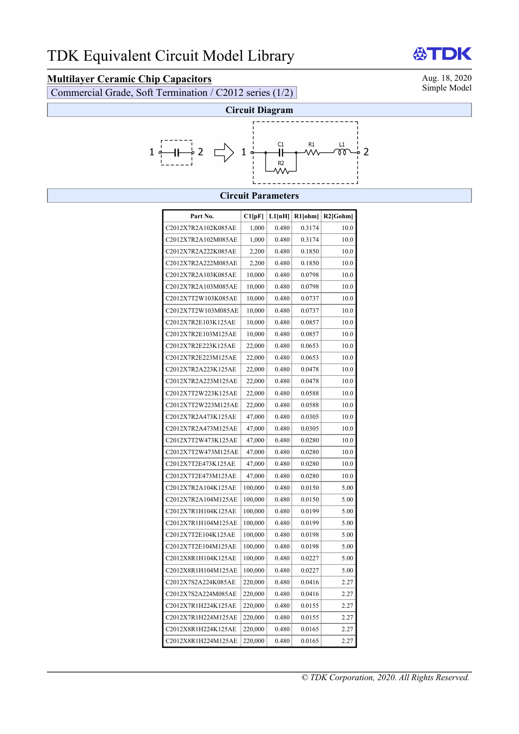# TDK Equivalent Circuit Model Library

## Multilayer Ceramic Chip Capacitors

Commercial Grade, Soft Termination / C2012 series (1/2)

Aug. 18, 2020
Simple Model

### Circuit Diagram

1 —||— 2 ⇨ 1 — C1 (parallel R2) — R1 — L1 — 2

### Circuit Parameters

| Part No. | C1[pF] | L1[nH] | R1[ohm] | R2[Gohm] |
|---|---|---|---|---|
| C2012X7R2A102K085AE | 1,000 | 0.480 | 0.3174 | 10.0 |
| C2012X7R2A102M085AE | 1,000 | 0.480 | 0.3174 | 10.0 |
| C2012X7R2A222K085AE | 2,200 | 0.480 | 0.1850 | 10.0 |
| C2012X7R2A222M085AE | 2,200 | 0.480 | 0.1850 | 10.0 |
| C2012X7R2A103K085AE | 10,000 | 0.480 | 0.0798 | 10.0 |
| C2012X7R2A103M085AE | 10,000 | 0.480 | 0.0798 | 10.0 |
| C2012X7T2W103K085AE | 10,000 | 0.480 | 0.0737 | 10.0 |
| C2012X7T2W103M085AE | 10,000 | 0.480 | 0.0737 | 10.0 |
| C2012X7R2E103K125AE | 10,000 | 0.480 | 0.0857 | 10.0 |
| C2012X7R2E103M125AE | 10,000 | 0.480 | 0.0857 | 10.0 |
| C2012X7R2E223K125AE | 22,000 | 0.480 | 0.0653 | 10.0 |
| C2012X7R2E223M125AE | 22,000 | 0.480 | 0.0653 | 10.0 |
| C2012X7R2A223K125AE | 22,000 | 0.480 | 0.0478 | 10.0 |
| C2012X7R2A223M125AE | 22,000 | 0.480 | 0.0478 | 10.0 |
| C2012X7T2W223K125AE | 22,000 | 0.480 | 0.0588 | 10.0 |
| C2012X7T2W223M125AE | 22,000 | 0.480 | 0.0588 | 10.0 |
| C2012X7R2A473K125AE | 47,000 | 0.480 | 0.0305 | 10.0 |
| C2012X7R2A473M125AE | 47,000 | 0.480 | 0.0305 | 10.0 |
| C2012X7T2W473K125AE | 47,000 | 0.480 | 0.0280 | 10.0 |
| C2012X7T2W473M125AE | 47,000 | 0.480 | 0.0280 | 10.0 |
| C2012X7T2E473K125AE | 47,000 | 0.480 | 0.0280 | 10.0 |
| C2012X7T2E473M125AE | 47,000 | 0.480 | 0.0280 | 10.0 |
| C2012X7R2A104K125AE | 100,000 | 0.480 | 0.0150 | 5.00 |
| C2012X7R2A104M125AE | 100,000 | 0.480 | 0.0150 | 5.00 |
| C2012X7R1H104K125AE | 100,000 | 0.480 | 0.0199 | 5.00 |
| C2012X7R1H104M125AE | 100,000 | 0.480 | 0.0199 | 5.00 |
| C2012X7T2E104K125AE | 100,000 | 0.480 | 0.0198 | 5.00 |
| C2012X7T2E104M125AE | 100,000 | 0.480 | 0.0198 | 5.00 |
| C2012X8R1H104K125AE | 100,000 | 0.480 | 0.0227 | 5.00 |
| C2012X8R1H104M125AE | 100,000 | 0.480 | 0.0227 | 5.00 |
| C2012X7S2A224K085AE | 220,000 | 0.480 | 0.0416 | 2.27 |
| C2012X7S2A224M085AE | 220,000 | 0.480 | 0.0416 | 2.27 |
| C2012X7R1H224K125AE | 220,000 | 0.480 | 0.0155 | 2.27 |
| C2012X7R1H224M125AE | 220,000 | 0.480 | 0.0155 | 2.27 |
| C2012X8R1H224K125AE | 220,000 | 0.480 | 0.0165 | 2.27 |
| C2012X8R1H224M125AE | 220,000 | 0.480 | 0.0165 | 2.27 |

*© TDK Corporation, 2020. All Rights Reserved.*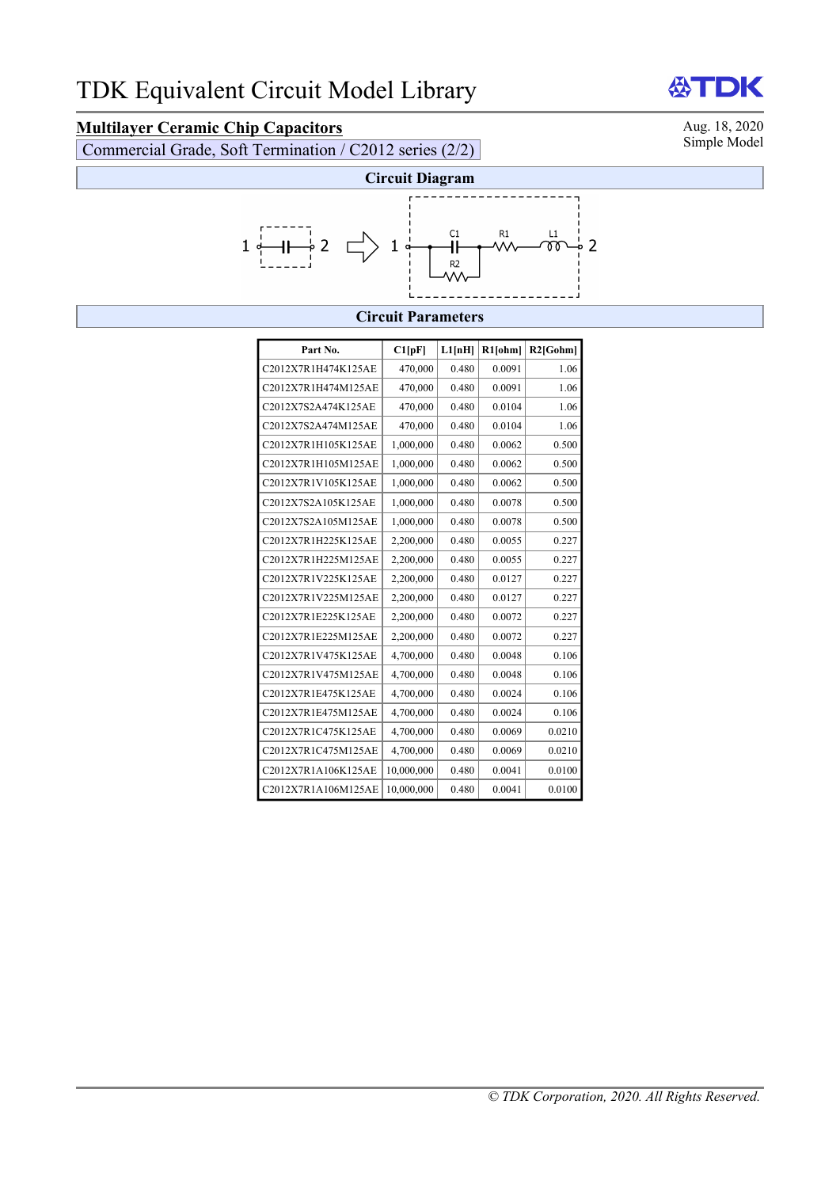# TDK Equivalent Circuit Model Library

Aug. 18, 2020
Simple Model

## Multilayer Ceramic Chip Capacitors

Commercial Grade, Soft Termination / C2012 series (2/2)

### Circuit Diagram

1 2 ⇨ 1 C1 R1 L1 2
R2

### Circuit Parameters

| Part No. | C1[pF] | L1[nH] | R1[ohm] | R2[Gohm] |
|---|---|---|---|---|
| C2012X7R1H474K125AE | 470,000 | 0.480 | 0.0091 | 1.06 |
| C2012X7R1H474M125AE | 470,000 | 0.480 | 0.0091 | 1.06 |
| C2012X7S2A474K125AE | 470,000 | 0.480 | 0.0104 | 1.06 |
| C2012X7S2A474M125AE | 470,000 | 0.480 | 0.0104 | 1.06 |
| C2012X7R1H105K125AE | 1,000,000 | 0.480 | 0.0062 | 0.500 |
| C2012X7R1H105M125AE | 1,000,000 | 0.480 | 0.0062 | 0.500 |
| C2012X7R1V105K125AE | 1,000,000 | 0.480 | 0.0062 | 0.500 |
| C2012X7S2A105K125AE | 1,000,000 | 0.480 | 0.0078 | 0.500 |
| C2012X7S2A105M125AE | 1,000,000 | 0.480 | 0.0078 | 0.500 |
| C2012X7R1H225K125AE | 2,200,000 | 0.480 | 0.0055 | 0.227 |
| C2012X7R1H225M125AE | 2,200,000 | 0.480 | 0.0055 | 0.227 |
| C2012X7R1V225K125AE | 2,200,000 | 0.480 | 0.0127 | 0.227 |
| C2012X7R1V225M125AE | 2,200,000 | 0.480 | 0.0127 | 0.227 |
| C2012X7R1E225K125AE | 2,200,000 | 0.480 | 0.0072 | 0.227 |
| C2012X7R1E225M125AE | 2,200,000 | 0.480 | 0.0072 | 0.227 |
| C2012X7R1V475K125AE | 4,700,000 | 0.480 | 0.0048 | 0.106 |
| C2012X7R1V475M125AE | 4,700,000 | 0.480 | 0.0048 | 0.106 |
| C2012X7R1E475K125AE | 4,700,000 | 0.480 | 0.0024 | 0.106 |
| C2012X7R1E475M125AE | 4,700,000 | 0.480 | 0.0024 | 0.106 |
| C2012X7R1C475K125AE | 4,700,000 | 0.480 | 0.0069 | 0.0210 |
| C2012X7R1C475M125AE | 4,700,000 | 0.480 | 0.0069 | 0.0210 |
| C2012X7R1A106K125AE | 10,000,000 | 0.480 | 0.0041 | 0.0100 |
| C2012X7R1A106M125AE | 10,000,000 | 0.480 | 0.0041 | 0.0100 |

*© TDK Corporation, 2020. All Rights Reserved.*